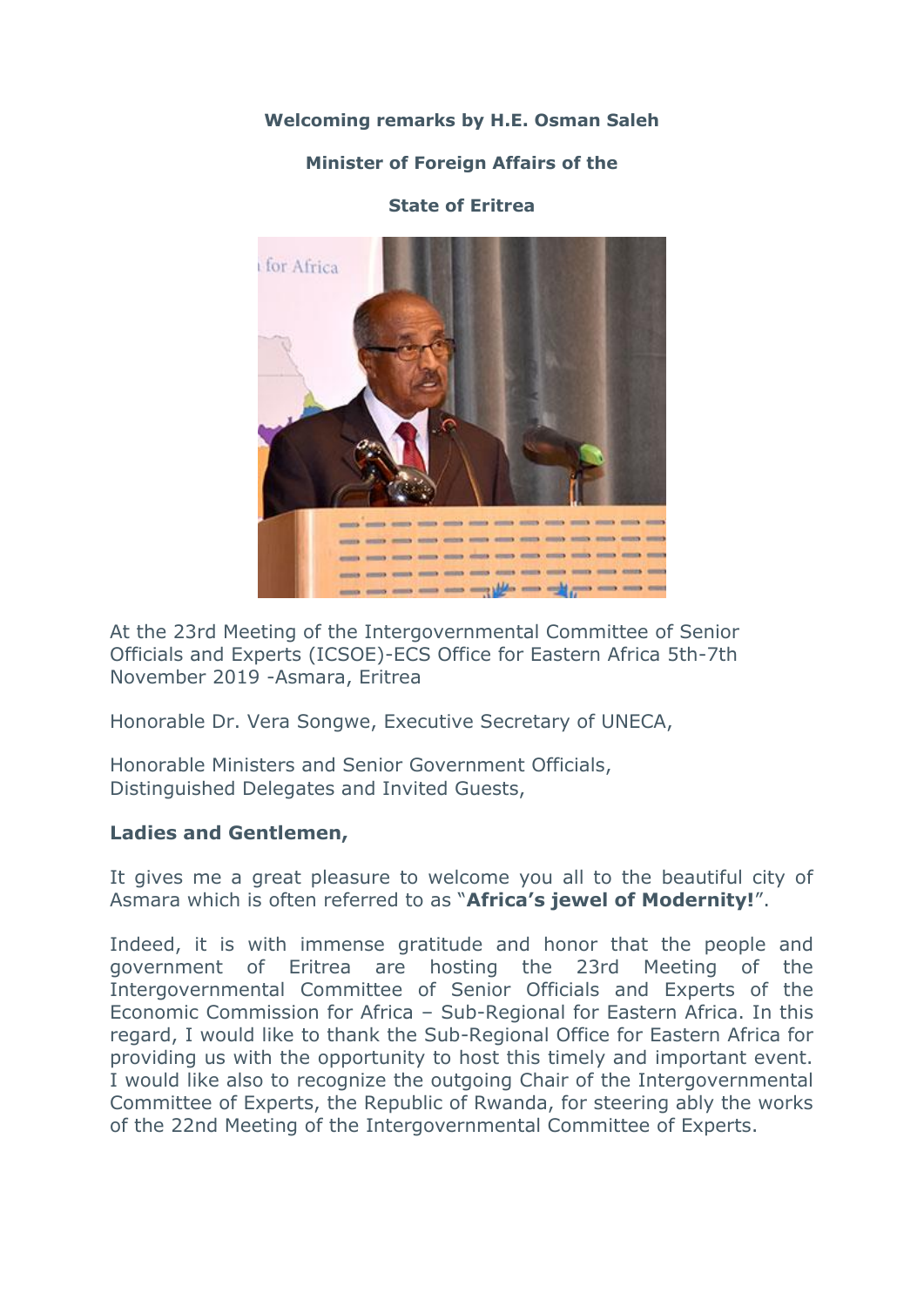**Welcoming remarks by H.E. Osman Saleh**

**Minister of Foreign Affairs of the**

**State of Eritrea**

At the 23rd Meeting of the Intergovernmental Committee of Senior Officials and Experts (ICSOE)-ECS Office for Eastern Africa 5th-7th November 2019 -Asmara, Eritrea

Honorable Dr. Vera Songwe, Executive Secretary of UNECA,

Honorable Ministers and Senior Government Officials,
Distinguished Delegates and Invited Guests,

**Ladies and Gentlemen,**

It gives me a great pleasure to welcome you all to the beautiful city of Asmara which is often referred to as "**Africa's jewel of Modernity!**".

Indeed, it is with immense gratitude and honor that the people and government of Eritrea are hosting the 23rd Meeting of the Intergovernmental Committee of Senior Officials and Experts of the Economic Commission for Africa – Sub-Regional for Eastern Africa. In this regard, I would like to thank the Sub-Regional Office for Eastern Africa for providing us with the opportunity to host this timely and important event. I would like also to recognize the outgoing Chair of the Intergovernmental Committee of Experts, the Republic of Rwanda, for steering ably the works of the 22nd Meeting of the Intergovernmental Committee of Experts.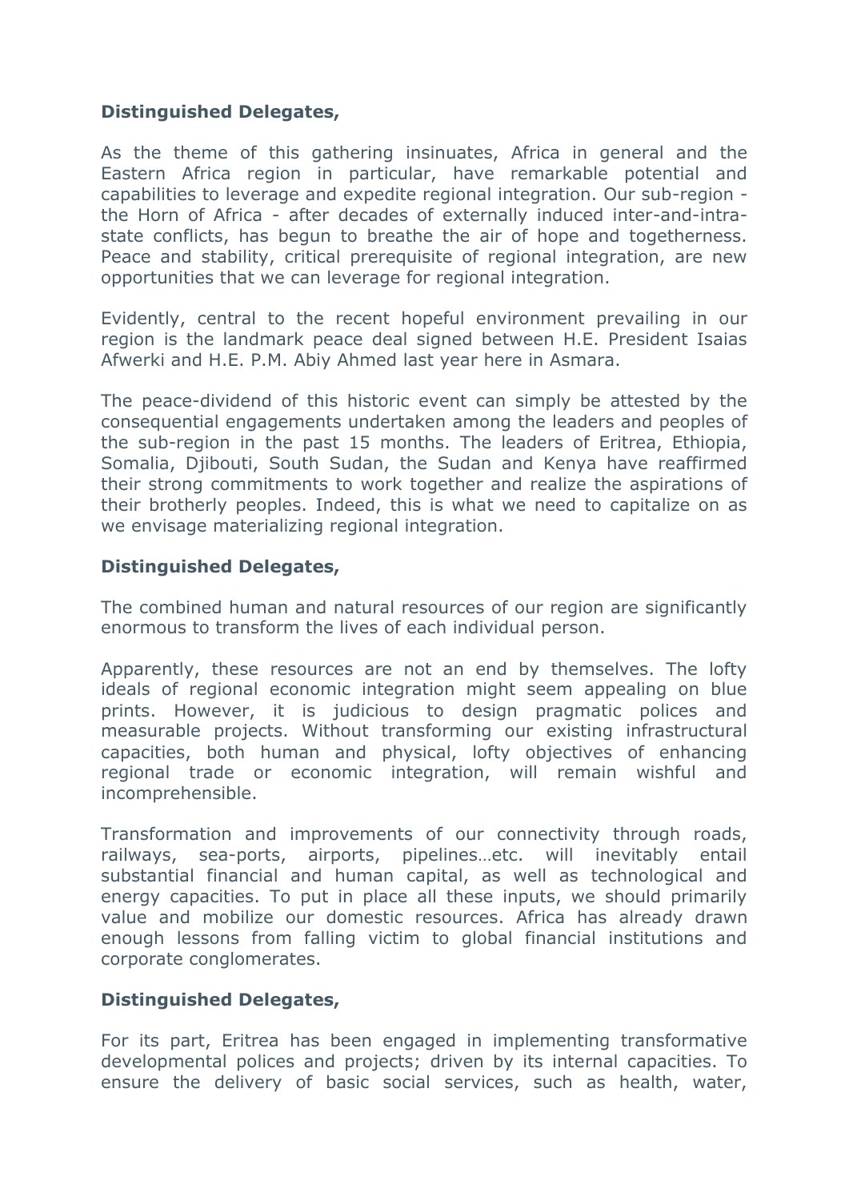**Distinguished Delegates,**

As the theme of this gathering insinuates, Africa in general and the Eastern Africa region in particular, have remarkable potential and capabilities to leverage and expedite regional integration. Our sub-region - the Horn of Africa - after decades of externally induced inter-and-intra-state conflicts, has begun to breathe the air of hope and togetherness. Peace and stability, critical prerequisite of regional integration, are new opportunities that we can leverage for regional integration.

Evidently, central to the recent hopeful environment prevailing in our region is the landmark peace deal signed between H.E. President Isaias Afwerki and H.E. P.M. Abiy Ahmed last year here in Asmara.

The peace-dividend of this historic event can simply be attested by the consequential engagements undertaken among the leaders and peoples of the sub-region in the past 15 months. The leaders of Eritrea, Ethiopia, Somalia, Djibouti, South Sudan, the Sudan and Kenya have reaffirmed their strong commitments to work together and realize the aspirations of their brotherly peoples. Indeed, this is what we need to capitalize on as we envisage materializing regional integration.

**Distinguished Delegates,**

The combined human and natural resources of our region are significantly enormous to transform the lives of each individual person.

Apparently, these resources are not an end by themselves. The lofty ideals of regional economic integration might seem appealing on blue prints. However, it is judicious to design pragmatic polices and measurable projects. Without transforming our existing infrastructural capacities, both human and physical, lofty objectives of enhancing regional trade or economic integration, will remain wishful and incomprehensible.

Transformation and improvements of our connectivity through roads, railways, sea-ports, airports, pipelines…etc. will inevitably entail substantial financial and human capital, as well as technological and energy capacities. To put in place all these inputs, we should primarily value and mobilize our domestic resources. Africa has already drawn enough lessons from falling victim to global financial institutions and corporate conglomerates.

**Distinguished Delegates,**

For its part, Eritrea has been engaged in implementing transformative developmental polices and projects; driven by its internal capacities. To ensure the delivery of basic social services, such as health, water,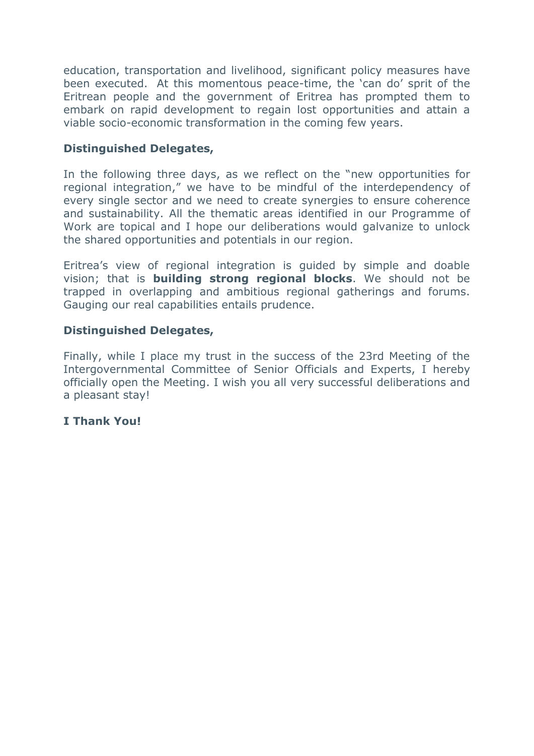education, transportation and livelihood, significant policy measures have been executed. At this momentous peace-time, the 'can do' sprit of the Eritrean people and the government of Eritrea has prompted them to embark on rapid development to regain lost opportunities and attain a viable socio-economic transformation in the coming few years.

**Distinguished Delegates,**

In the following three days, as we reflect on the "new opportunities for regional integration," we have to be mindful of the interdependency of every single sector and we need to create synergies to ensure coherence and sustainability. All the thematic areas identified in our Programme of Work are topical and I hope our deliberations would galvanize to unlock the shared opportunities and potentials in our region.

Eritrea's view of regional integration is guided by simple and doable vision; that is **building strong regional blocks**. We should not be trapped in overlapping and ambitious regional gatherings and forums. Gauging our real capabilities entails prudence.

**Distinguished Delegates,**

Finally, while I place my trust in the success of the 23rd Meeting of the Intergovernmental Committee of Senior Officials and Experts, I hereby officially open the Meeting. I wish you all very successful deliberations and a pleasant stay!

**I Thank You!**